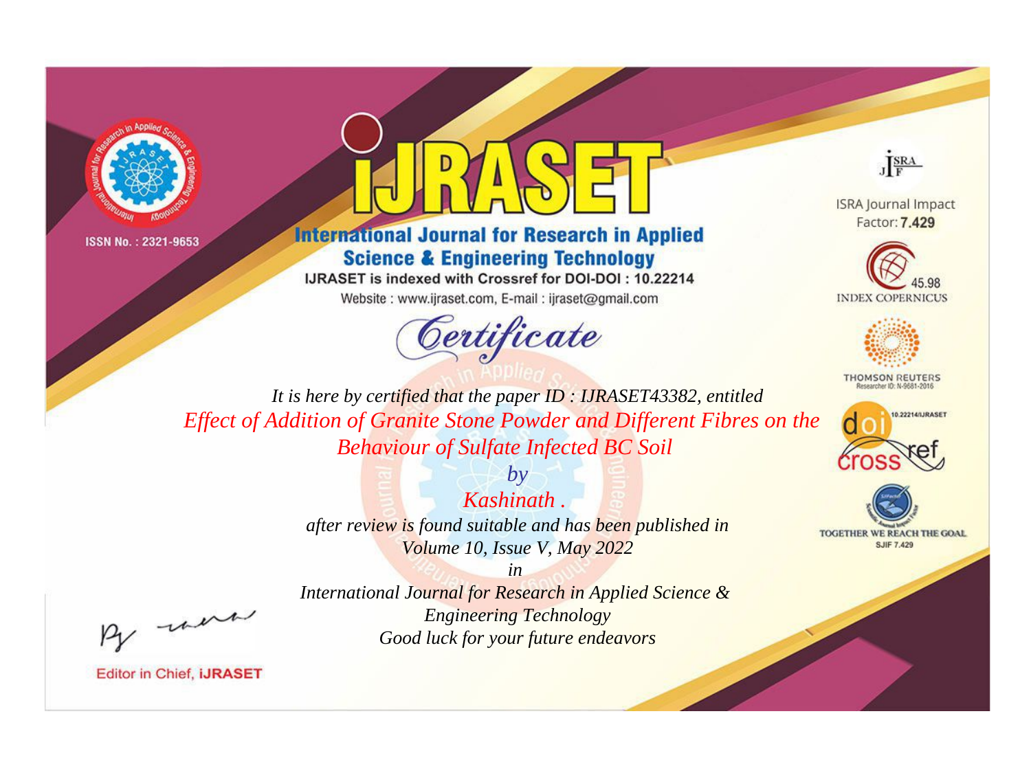ISSN No. : 2321-9653

# IJRASET

## International Journal for Research in Applied Science & Engineering Technology

IJRASET is indexed with Crossref for DOI-DOI : 10.22214

Website : www.ijraset.com, E-mail : ijraset@gmail.com

ISRA Journal Impact Factor: **7.429**

45.98 INDEX COPERNICUS

THOMSON REUTERS Researcher ID: N-9681-2016

10.22214/IJRASET

TOGETHER WE REACH THE GOAL SJIF 7.429

# *Certificate*

*It is here by certified that the paper ID : IJRASET43382, entitled*

*Effect of Addition of Granite Stone Powder and Different Fibres on the Behaviour of Sulfate Infected BC Soil*

*by*

*Kashinath .*

*after review is found suitable and has been published in*

*Volume 10, Issue V, May 2022*

*in*

*International Journal for Research in Applied Science & Engineering Technology*

*Good luck for your future endeavors*

Editor in Chief, **IJRASET**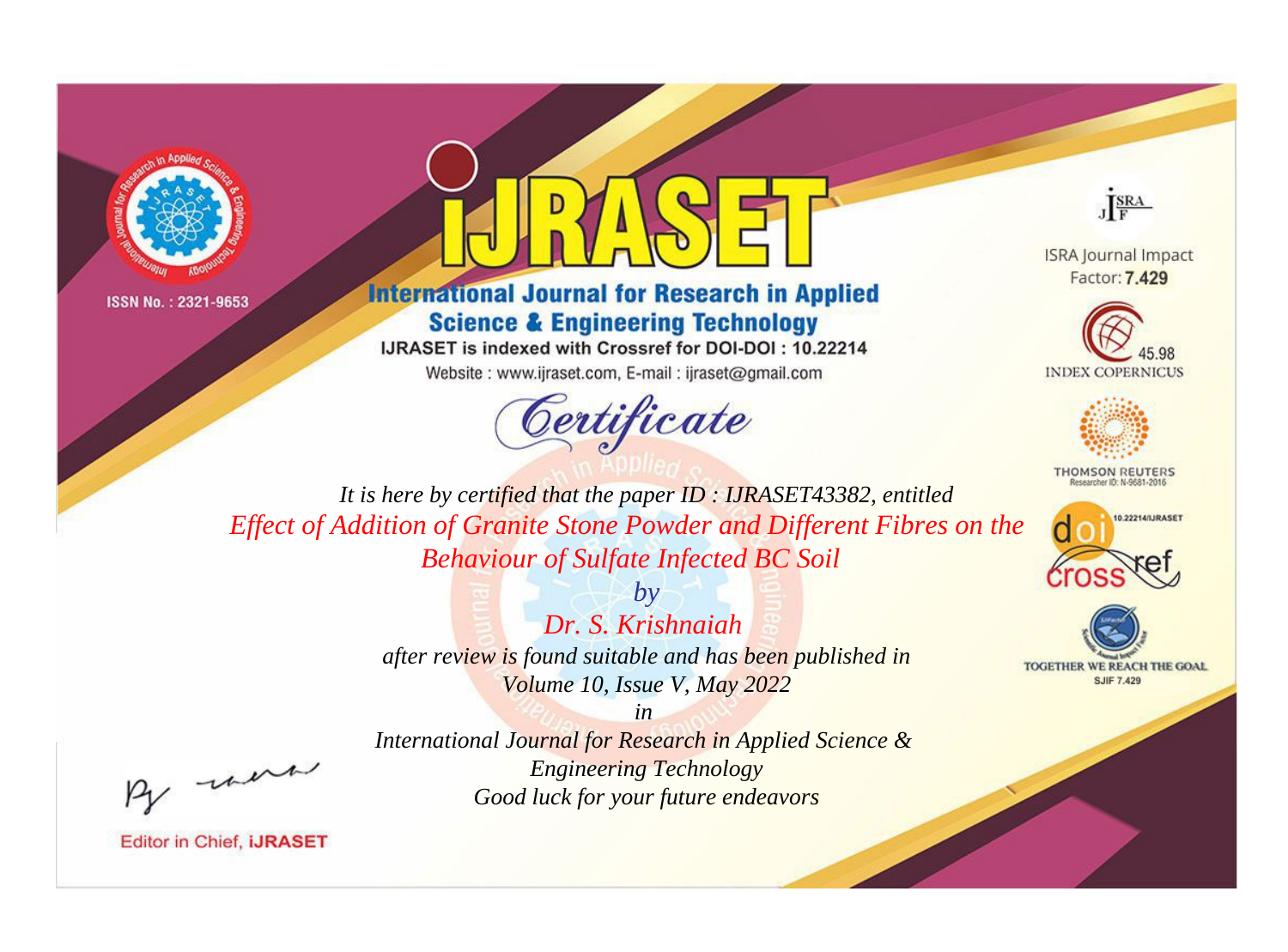ISSN No. : 2321-9653

# iJRASET

## International Journal for Research in Applied Science & Engineering Technology

IJRASET is indexed with Crossref for DOI-DOI : 10.22214

Website : www.ijraset.com, E-mail : ijraset@gmail.com

ISRA Journal Impact Factor: **7.429**

45.98 INDEX COPERNICUS

THOMSON REUTERS Researcher ID: N-9681-2016

10.22214/IJRASET

TOGETHER WE REACH THE GOAL SJIF 7.429

*Certificate*

*It is here by certified that the paper ID : IJRASET43382, entitled*

*Effect of Addition of Granite Stone Powder and Different Fibres on the Behaviour of Sulfate Infected BC Soil*

*by*

*Dr. S. Krishnaiah*

*after review is found suitable and has been published in Volume 10, Issue V, May 2022*

*in*

*International Journal for Research in Applied Science & Engineering Technology*

*Good luck for your future endeavors*

Editor in Chief, **iJRASET**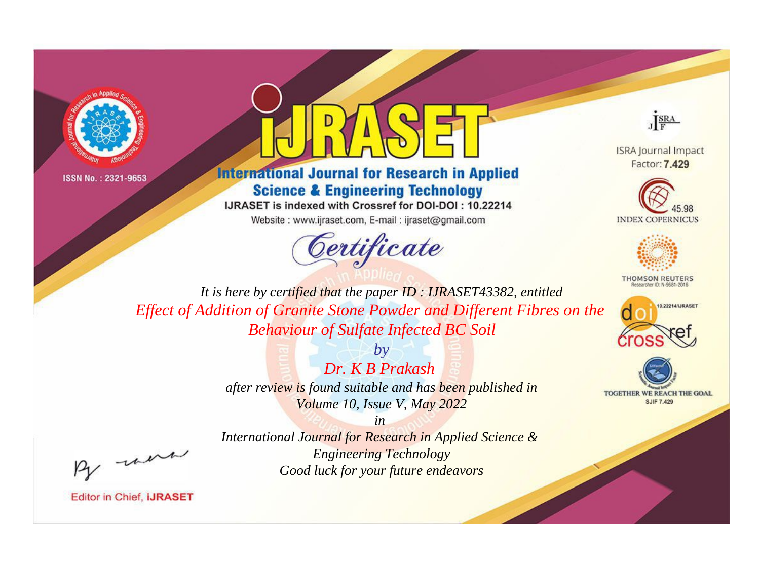ISSN No. : 2321-9653

# IJRASET

## International Journal for Research in Applied Science & Engineering Technology

IJRASET is indexed with Crossref for DOI-DOI : 10.22214

Website : www.ijraset.com, E-mail : ijraset@gmail.com

ISRA Journal Impact Factor: **7.429**

45.98 INDEX COPERNICUS

THOMSON REUTERS Researcher ID: N-9681-2016

10.22214/IJRASET

TOGETHER WE REACH THE GOAL SJIF 7.429

*Certificate*

*It is here by certified that the paper ID : IJRASET43382, entitled*

*Effect of Addition of Granite Stone Powder and Different Fibres on the Behaviour of Sulfate Infected BC Soil*

*by*

*Dr. K B Prakash*

*after review is found suitable and has been published in*

*Volume 10, Issue V, May 2022*

*in*

*International Journal for Research in Applied Science & Engineering Technology*

*Good luck for your future endeavors*

Editor in Chief, **IJRASET**